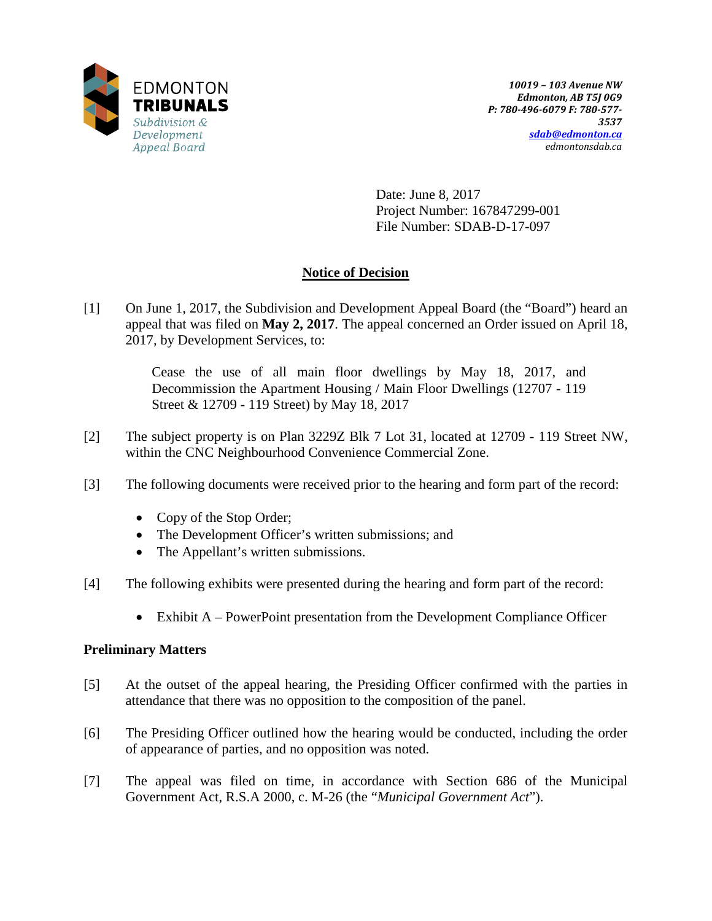EDMONTON
**TRIBUNALS**
*Subdivision & Development Appeal Board*

*10019 – 103 Avenue NW*
*Edmonton, AB T5J 0G9*
*P: 780-496-6079 F: 780-577-3537*
*sdab@edmonton.ca*
*edmontonsdab.ca*

Date: June 8, 2017
Project Number: 167847299-001
File Number: SDAB-D-17-097

## Notice of Decision

[1] On June 1, 2017, the Subdivision and Development Appeal Board (the "Board") heard an appeal that was filed on **May 2, 2017**. The appeal concerned an Order issued on April 18, 2017, by Development Services, to:

> Cease the use of all main floor dwellings by May 18, 2017, and Decommission the Apartment Housing / Main Floor Dwellings (12707 - 119 Street & 12709 - 119 Street) by May 18, 2017

[2] The subject property is on Plan 3229Z Blk 7 Lot 31, located at 12709 - 119 Street NW, within the CNC Neighbourhood Convenience Commercial Zone.

[3] The following documents were received prior to the hearing and form part of the record:

- Copy of the Stop Order;
- The Development Officer's written submissions; and
- The Appellant's written submissions.

[4] The following exhibits were presented during the hearing and form part of the record:

- Exhibit A – PowerPoint presentation from the Development Compliance Officer

### Preliminary Matters

[5] At the outset of the appeal hearing, the Presiding Officer confirmed with the parties in attendance that there was no opposition to the composition of the panel.

[6] The Presiding Officer outlined how the hearing would be conducted, including the order of appearance of parties, and no opposition was noted.

[7] The appeal was filed on time, in accordance with Section 686 of the Municipal Government Act, R.S.A 2000, c. M-26 (the "*Municipal Government Act*").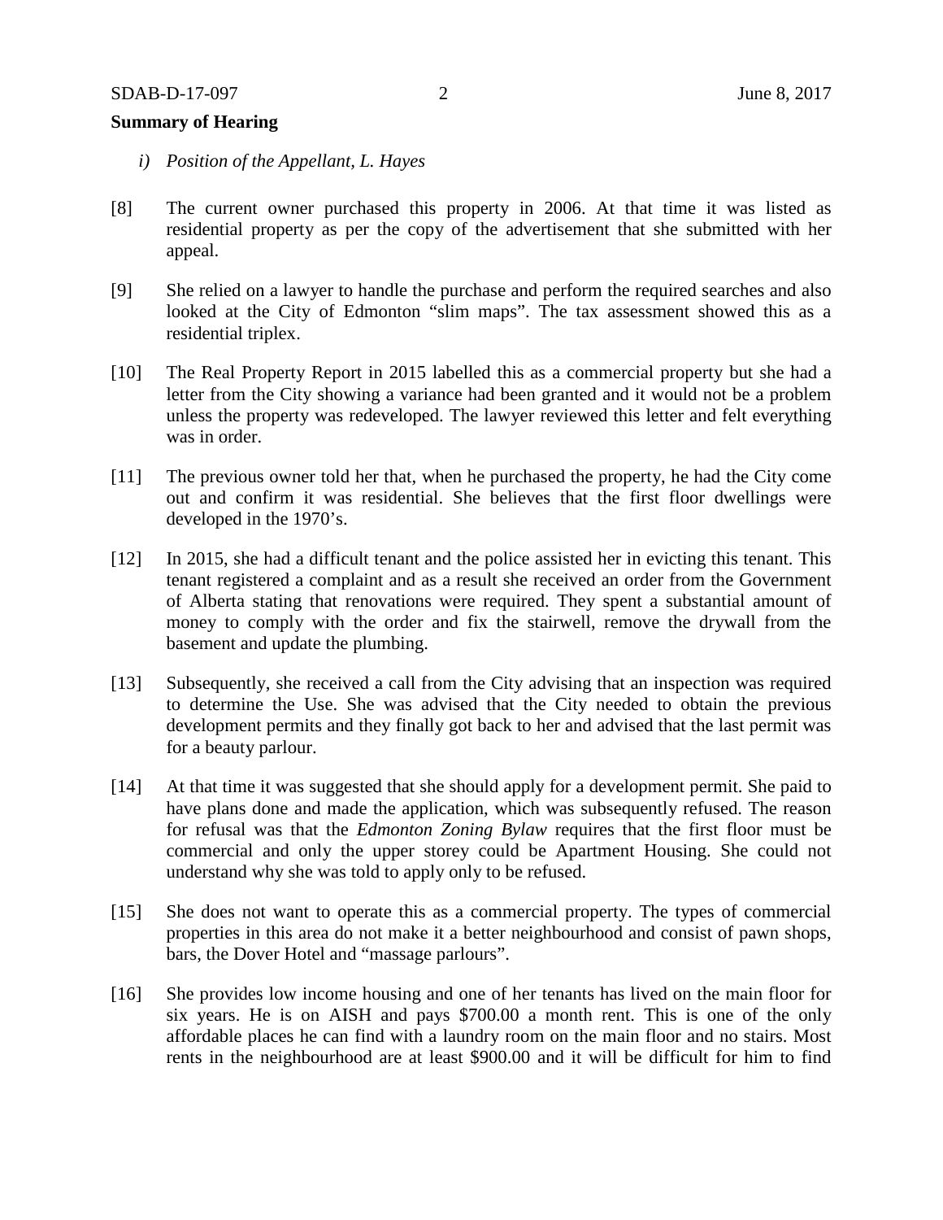**Summary of Hearing**

*i) Position of the Appellant, L. Hayes*

[8] The current owner purchased this property in 2006. At that time it was listed as residential property as per the copy of the advertisement that she submitted with her appeal.

[9] She relied on a lawyer to handle the purchase and perform the required searches and also looked at the City of Edmonton "slim maps". The tax assessment showed this as a residential triplex.

[10] The Real Property Report in 2015 labelled this as a commercial property but she had a letter from the City showing a variance had been granted and it would not be a problem unless the property was redeveloped. The lawyer reviewed this letter and felt everything was in order.

[11] The previous owner told her that, when he purchased the property, he had the City come out and confirm it was residential. She believes that the first floor dwellings were developed in the 1970's.

[12] In 2015, she had a difficult tenant and the police assisted her in evicting this tenant. This tenant registered a complaint and as a result she received an order from the Government of Alberta stating that renovations were required. They spent a substantial amount of money to comply with the order and fix the stairwell, remove the drywall from the basement and update the plumbing.

[13] Subsequently, she received a call from the City advising that an inspection was required to determine the Use. She was advised that the City needed to obtain the previous development permits and they finally got back to her and advised that the last permit was for a beauty parlour.

[14] At that time it was suggested that she should apply for a development permit. She paid to have plans done and made the application, which was subsequently refused. The reason for refusal was that the *Edmonton Zoning Bylaw* requires that the first floor must be commercial and only the upper storey could be Apartment Housing. She could not understand why she was told to apply only to be refused.

[15] She does not want to operate this as a commercial property. The types of commercial properties in this area do not make it a better neighbourhood and consist of pawn shops, bars, the Dover Hotel and "massage parlours".

[16] She provides low income housing and one of her tenants has lived on the main floor for six years. He is on AISH and pays $700.00 a month rent. This is one of the only affordable places he can find with a laundry room on the main floor and no stairs. Most rents in the neighbourhood are at least $900.00 and it will be difficult for him to find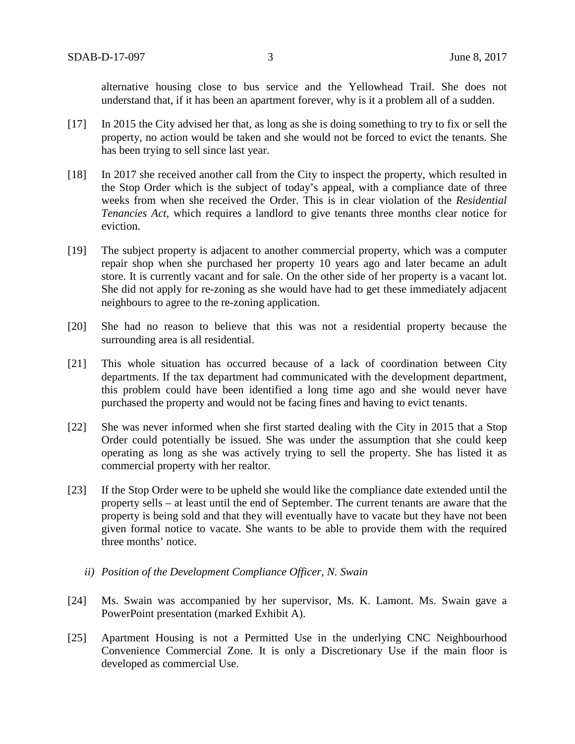alternative housing close to bus service and the Yellowhead Trail. She does not understand that, if it has been an apartment forever, why is it a problem all of a sudden.

[17] In 2015 the City advised her that, as long as she is doing something to try to fix or sell the property, no action would be taken and she would not be forced to evict the tenants. She has been trying to sell since last year.

[18] In 2017 she received another call from the City to inspect the property, which resulted in the Stop Order which is the subject of today's appeal, with a compliance date of three weeks from when she received the Order. This is in clear violation of the *Residential Tenancies Act*, which requires a landlord to give tenants three months clear notice for eviction.

[19] The subject property is adjacent to another commercial property, which was a computer repair shop when she purchased her property 10 years ago and later became an adult store. It is currently vacant and for sale. On the other side of her property is a vacant lot. She did not apply for re-zoning as she would have had to get these immediately adjacent neighbours to agree to the re-zoning application.

[20] She had no reason to believe that this was not a residential property because the surrounding area is all residential.

[21] This whole situation has occurred because of a lack of coordination between City departments. If the tax department had communicated with the development department, this problem could have been identified a long time ago and she would never have purchased the property and would not be facing fines and having to evict tenants.

[22] She was never informed when she first started dealing with the City in 2015 that a Stop Order could potentially be issued. She was under the assumption that she could keep operating as long as she was actively trying to sell the property. She has listed it as commercial property with her realtor.

[23] If the Stop Order were to be upheld she would like the compliance date extended until the property sells – at least until the end of September. The current tenants are aware that the property is being sold and that they will eventually have to vacate but they have not been given formal notice to vacate. She wants to be able to provide them with the required three months' notice.

*ii) Position of the Development Compliance Officer, N. Swain*

[24] Ms. Swain was accompanied by her supervisor, Ms. K. Lamont. Ms. Swain gave a PowerPoint presentation (marked Exhibit A).

[25] Apartment Housing is not a Permitted Use in the underlying CNC Neighbourhood Convenience Commercial Zone. It is only a Discretionary Use if the main floor is developed as commercial Use.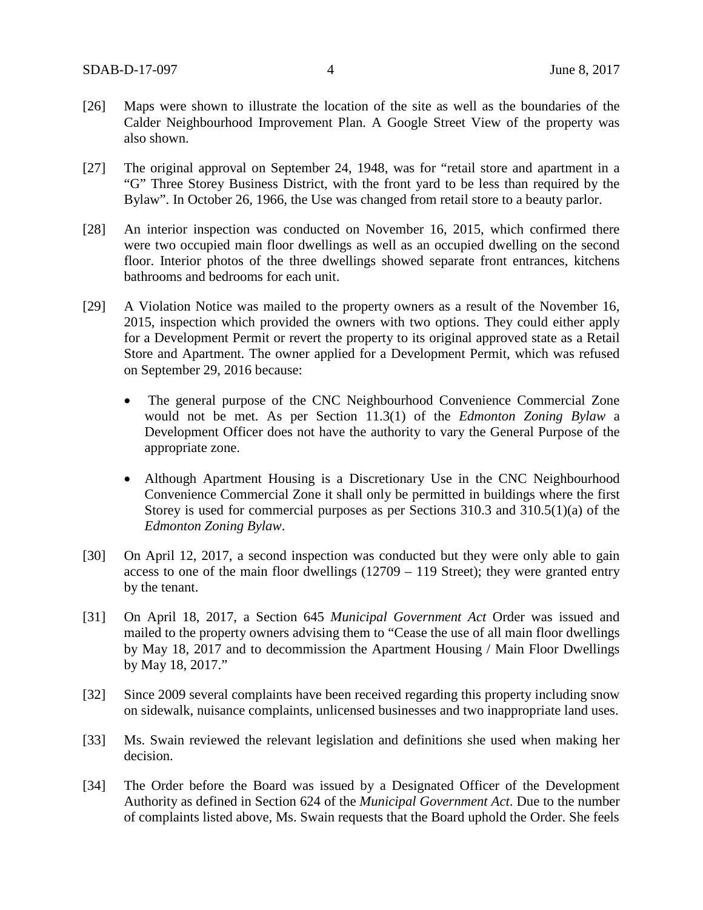[26] Maps were shown to illustrate the location of the site as well as the boundaries of the Calder Neighbourhood Improvement Plan. A Google Street View of the property was also shown.

[27] The original approval on September 24, 1948, was for "retail store and apartment in a "G" Three Storey Business District, with the front yard to be less than required by the Bylaw". In October 26, 1966, the Use was changed from retail store to a beauty parlor.

[28] An interior inspection was conducted on November 16, 2015, which confirmed there were two occupied main floor dwellings as well as an occupied dwelling on the second floor. Interior photos of the three dwellings showed separate front entrances, kitchens bathrooms and bedrooms for each unit.

[29] A Violation Notice was mailed to the property owners as a result of the November 16, 2015, inspection which provided the owners with two options. They could either apply for a Development Permit or revert the property to its original approved state as a Retail Store and Apartment. The owner applied for a Development Permit, which was refused on September 29, 2016 because:

- The general purpose of the CNC Neighbourhood Convenience Commercial Zone would not be met. As per Section 11.3(1) of the *Edmonton Zoning Bylaw* a Development Officer does not have the authority to vary the General Purpose of the appropriate zone.
- Although Apartment Housing is a Discretionary Use in the CNC Neighbourhood Convenience Commercial Zone it shall only be permitted in buildings where the first Storey is used for commercial purposes as per Sections 310.3 and 310.5(1)(a) of the *Edmonton Zoning Bylaw*.

[30] On April 12, 2017, a second inspection was conducted but they were only able to gain access to one of the main floor dwellings (12709 – 119 Street); they were granted entry by the tenant.

[31] On April 18, 2017, a Section 645 *Municipal Government Act* Order was issued and mailed to the property owners advising them to "Cease the use of all main floor dwellings by May 18, 2017 and to decommission the Apartment Housing / Main Floor Dwellings by May 18, 2017."

[32] Since 2009 several complaints have been received regarding this property including snow on sidewalk, nuisance complaints, unlicensed businesses and two inappropriate land uses.

[33] Ms. Swain reviewed the relevant legislation and definitions she used when making her decision.

[34] The Order before the Board was issued by a Designated Officer of the Development Authority as defined in Section 624 of the *Municipal Government Act*. Due to the number of complaints listed above, Ms. Swain requests that the Board uphold the Order. She feels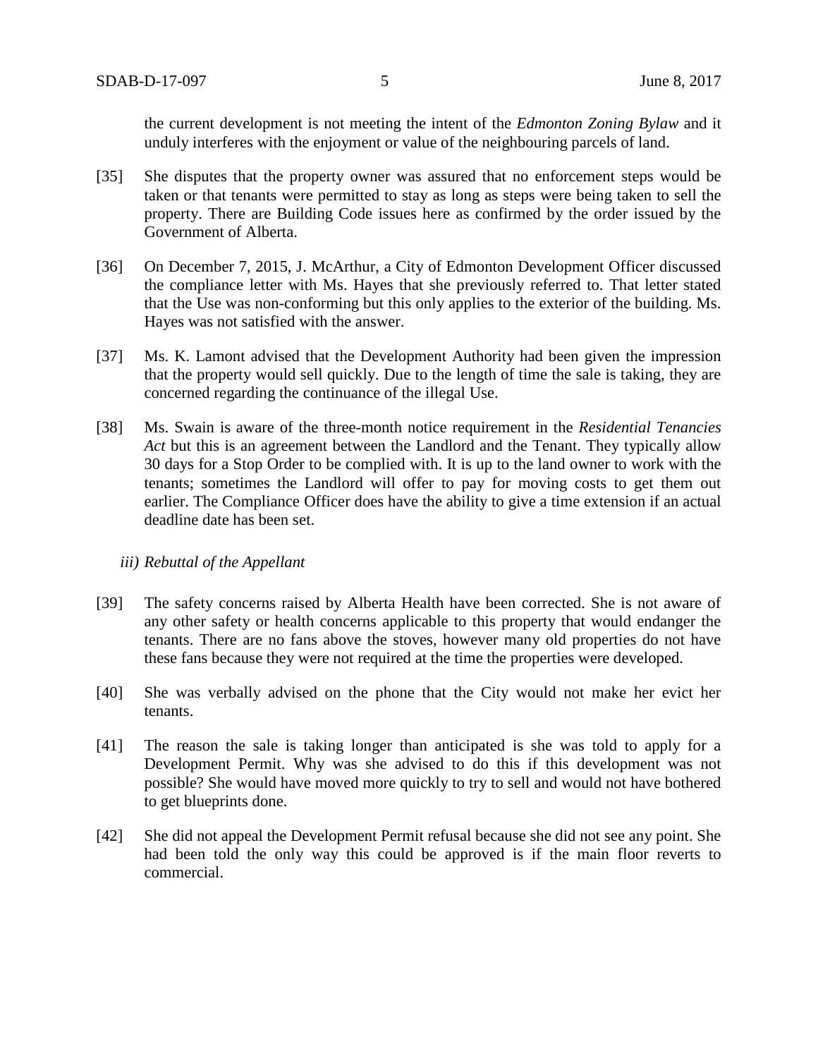the current development is not meeting the intent of the *Edmonton Zoning Bylaw* and it unduly interferes with the enjoyment or value of the neighbouring parcels of land.

[35] She disputes that the property owner was assured that no enforcement steps would be taken or that tenants were permitted to stay as long as steps were being taken to sell the property. There are Building Code issues here as confirmed by the order issued by the Government of Alberta.

[36] On December 7, 2015, J. McArthur, a City of Edmonton Development Officer discussed the compliance letter with Ms. Hayes that she previously referred to. That letter stated that the Use was non-conforming but this only applies to the exterior of the building. Ms. Hayes was not satisfied with the answer.

[37] Ms. K. Lamont advised that the Development Authority had been given the impression that the property would sell quickly. Due to the length of time the sale is taking, they are concerned regarding the continuance of the illegal Use.

[38] Ms. Swain is aware of the three-month notice requirement in the *Residential Tenancies Act* but this is an agreement between the Landlord and the Tenant. They typically allow 30 days for a Stop Order to be complied with. It is up to the land owner to work with the tenants; sometimes the Landlord will offer to pay for moving costs to get them out earlier. The Compliance Officer does have the ability to give a time extension if an actual deadline date has been set.

*iii) Rebuttal of the Appellant*

[39] The safety concerns raised by Alberta Health have been corrected. She is not aware of any other safety or health concerns applicable to this property that would endanger the tenants. There are no fans above the stoves, however many old properties do not have these fans because they were not required at the time the properties were developed.

[40] She was verbally advised on the phone that the City would not make her evict her tenants.

[41] The reason the sale is taking longer than anticipated is she was told to apply for a Development Permit. Why was she advised to do this if this development was not possible? She would have moved more quickly to try to sell and would not have bothered to get blueprints done.

[42] She did not appeal the Development Permit refusal because she did not see any point. She had been told the only way this could be approved is if the main floor reverts to commercial.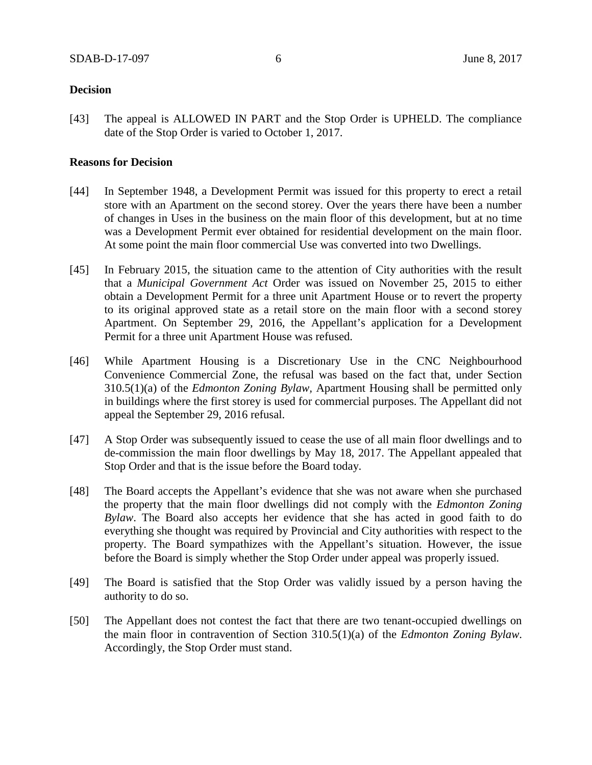**Decision**

[43] The appeal is ALLOWED IN PART and the Stop Order is UPHELD. The compliance date of the Stop Order is varied to October 1, 2017.

**Reasons for Decision**

[44] In September 1948, a Development Permit was issued for this property to erect a retail store with an Apartment on the second storey. Over the years there have been a number of changes in Uses in the business on the main floor of this development, but at no time was a Development Permit ever obtained for residential development on the main floor. At some point the main floor commercial Use was converted into two Dwellings.

[45] In February 2015, the situation came to the attention of City authorities with the result that a *Municipal Government Act* Order was issued on November 25, 2015 to either obtain a Development Permit for a three unit Apartment House or to revert the property to its original approved state as a retail store on the main floor with a second storey Apartment. On September 29, 2016, the Appellant's application for a Development Permit for a three unit Apartment House was refused.

[46] While Apartment Housing is a Discretionary Use in the CNC Neighbourhood Convenience Commercial Zone, the refusal was based on the fact that, under Section 310.5(1)(a) of the *Edmonton Zoning Bylaw*, Apartment Housing shall be permitted only in buildings where the first storey is used for commercial purposes. The Appellant did not appeal the September 29, 2016 refusal.

[47] A Stop Order was subsequently issued to cease the use of all main floor dwellings and to de-commission the main floor dwellings by May 18, 2017. The Appellant appealed that Stop Order and that is the issue before the Board today.

[48] The Board accepts the Appellant's evidence that she was not aware when she purchased the property that the main floor dwellings did not comply with the *Edmonton Zoning Bylaw*. The Board also accepts her evidence that she has acted in good faith to do everything she thought was required by Provincial and City authorities with respect to the property. The Board sympathizes with the Appellant's situation. However, the issue before the Board is simply whether the Stop Order under appeal was properly issued.

[49] The Board is satisfied that the Stop Order was validly issued by a person having the authority to do so.

[50] The Appellant does not contest the fact that there are two tenant-occupied dwellings on the main floor in contravention of Section 310.5(1)(a) of the *Edmonton Zoning Bylaw*. Accordingly, the Stop Order must stand.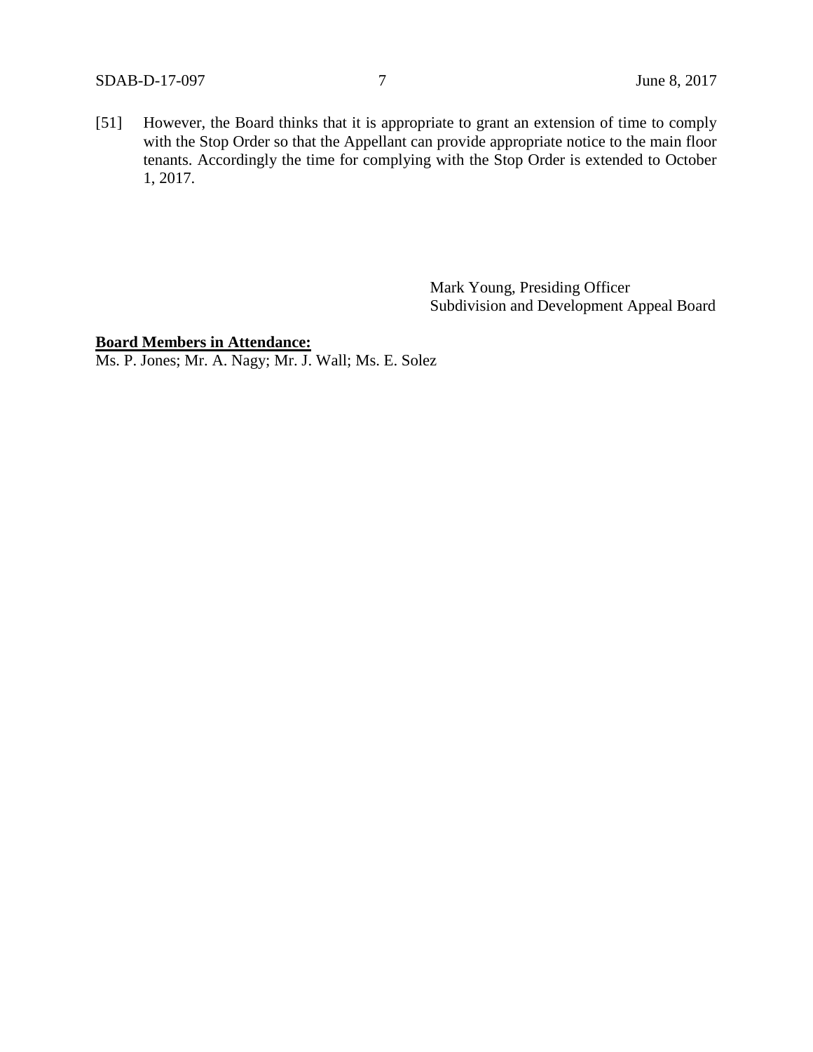[51] However, the Board thinks that it is appropriate to grant an extension of time to comply with the Stop Order so that the Appellant can provide appropriate notice to the main floor tenants. Accordingly the time for complying with the Stop Order is extended to October 1, 2017.

Mark Young, Presiding Officer
Subdivision and Development Appeal Board

**Board Members in Attendance:**
Ms. P. Jones; Mr. A. Nagy; Mr. J. Wall; Ms. E. Solez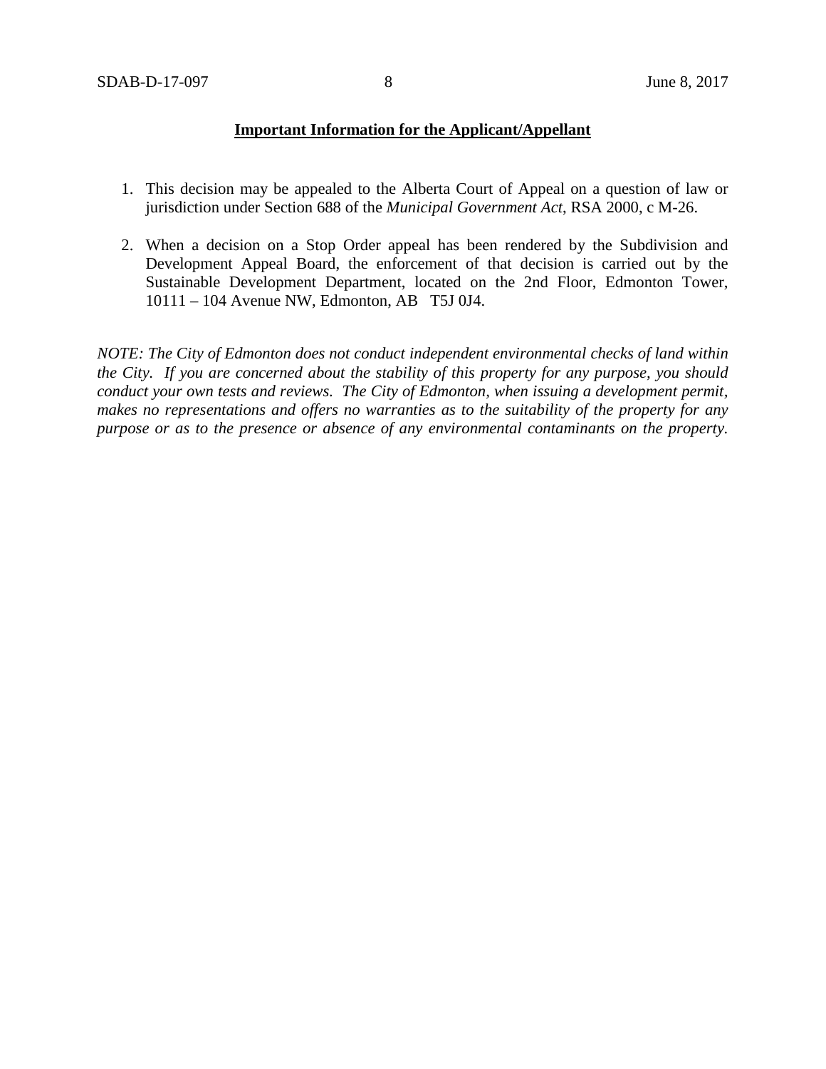**Important Information for the Applicant/Appellant**

1. This decision may be appealed to the Alberta Court of Appeal on a question of law or jurisdiction under Section 688 of the *Municipal Government Act*, RSA 2000, c M-26.

2. When a decision on a Stop Order appeal has been rendered by the Subdivision and Development Appeal Board, the enforcement of that decision is carried out by the Sustainable Development Department, located on the 2nd Floor, Edmonton Tower, 10111 – 104 Avenue NW, Edmonton, AB T5J 0J4.

*NOTE: The City of Edmonton does not conduct independent environmental checks of land within the City. If you are concerned about the stability of this property for any purpose, you should conduct your own tests and reviews. The City of Edmonton, when issuing a development permit, makes no representations and offers no warranties as to the suitability of the property for any purpose or as to the presence or absence of any environmental contaminants on the property.*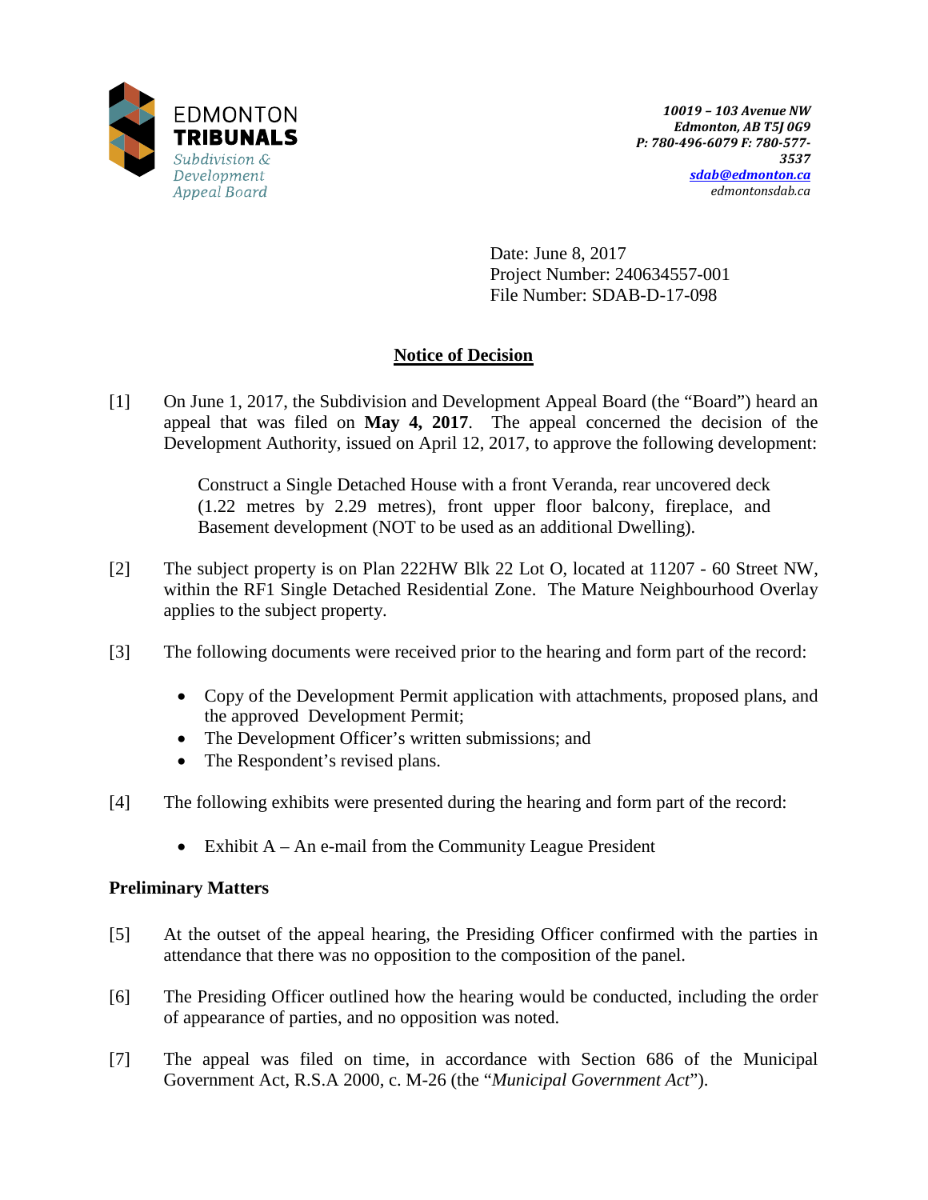EDMONTON
**TRIBUNALS**
*Subdivision & Development Appeal Board*

***10019 – 103 Avenue NW***
***Edmonton, AB T5J 0G9***
***P: 780-496-6079 F: 780-577-3537***
***sdab@edmonton.ca***
*edmontonsdab.ca*

Date: June 8, 2017
Project Number: 240634557-001
File Number: SDAB-D-17-098

## Notice of Decision

[1] On June 1, 2017, the Subdivision and Development Appeal Board (the "Board") heard an appeal that was filed on **May 4, 2017**. The appeal concerned the decision of the Development Authority, issued on April 12, 2017, to approve the following development:

> Construct a Single Detached House with a front Veranda, rear uncovered deck (1.22 metres by 2.29 metres), front upper floor balcony, fireplace, and Basement development (NOT to be used as an additional Dwelling).

[2] The subject property is on Plan 222HW Blk 22 Lot O, located at 11207 - 60 Street NW, within the RF1 Single Detached Residential Zone. The Mature Neighbourhood Overlay applies to the subject property.

[3] The following documents were received prior to the hearing and form part of the record:

- Copy of the Development Permit application with attachments, proposed plans, and the approved Development Permit;
- The Development Officer's written submissions; and
- The Respondent's revised plans.

[4] The following exhibits were presented during the hearing and form part of the record:

- Exhibit A – An e-mail from the Community League President

### Preliminary Matters

[5] At the outset of the appeal hearing, the Presiding Officer confirmed with the parties in attendance that there was no opposition to the composition of the panel.

[6] The Presiding Officer outlined how the hearing would be conducted, including the order of appearance of parties, and no opposition was noted.

[7] The appeal was filed on time, in accordance with Section 686 of the Municipal Government Act, R.S.A 2000, c. M-26 (the "*Municipal Government Act*").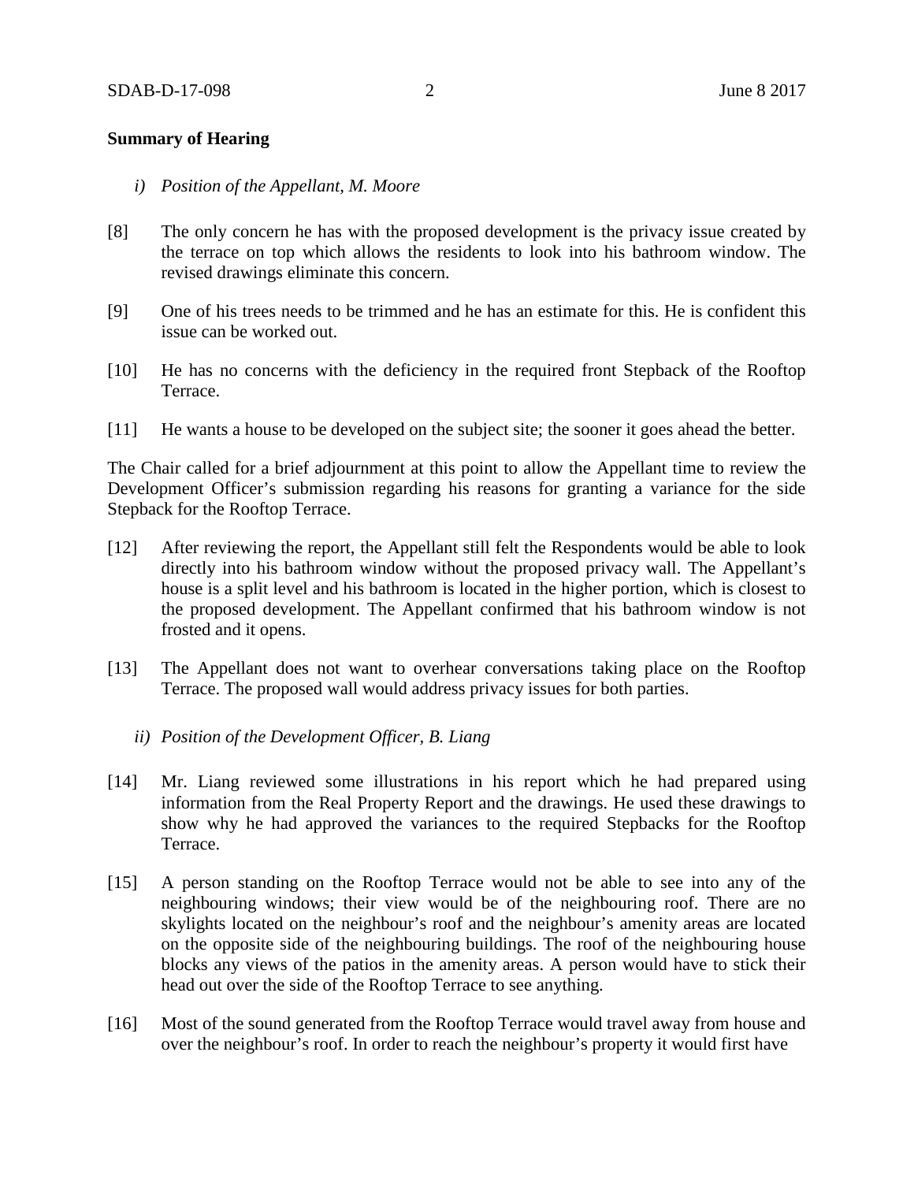**Summary of Hearing**

*i) Position of the Appellant, M. Moore*

[8] The only concern he has with the proposed development is the privacy issue created by the terrace on top which allows the residents to look into his bathroom window. The revised drawings eliminate this concern.

[9] One of his trees needs to be trimmed and he has an estimate for this. He is confident this issue can be worked out.

[10] He has no concerns with the deficiency in the required front Stepback of the Rooftop Terrace.

[11] He wants a house to be developed on the subject site; the sooner it goes ahead the better.

The Chair called for a brief adjournment at this point to allow the Appellant time to review the Development Officer's submission regarding his reasons for granting a variance for the side Stepback for the Rooftop Terrace.

[12] After reviewing the report, the Appellant still felt the Respondents would be able to look directly into his bathroom window without the proposed privacy wall. The Appellant's house is a split level and his bathroom is located in the higher portion, which is closest to the proposed development. The Appellant confirmed that his bathroom window is not frosted and it opens.

[13] The Appellant does not want to overhear conversations taking place on the Rooftop Terrace. The proposed wall would address privacy issues for both parties.

*ii) Position of the Development Officer, B. Liang*

[14] Mr. Liang reviewed some illustrations in his report which he had prepared using information from the Real Property Report and the drawings. He used these drawings to show why he had approved the variances to the required Stepbacks for the Rooftop Terrace.

[15] A person standing on the Rooftop Terrace would not be able to see into any of the neighbouring windows; their view would be of the neighbouring roof. There are no skylights located on the neighbour's roof and the neighbour's amenity areas are located on the opposite side of the neighbouring buildings. The roof of the neighbouring house blocks any views of the patios in the amenity areas. A person would have to stick their head out over the side of the Rooftop Terrace to see anything.

[16] Most of the sound generated from the Rooftop Terrace would travel away from house and over the neighbour's roof. In order to reach the neighbour's property it would first have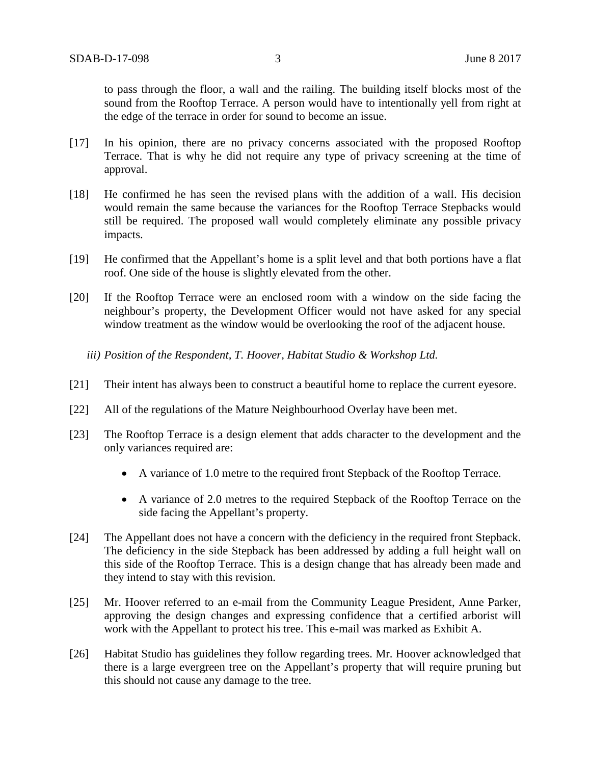to pass through the floor, a wall and the railing. The building itself blocks most of the sound from the Rooftop Terrace. A person would have to intentionally yell from right at the edge of the terrace in order for sound to become an issue.

[17] In his opinion, there are no privacy concerns associated with the proposed Rooftop Terrace. That is why he did not require any type of privacy screening at the time of approval.

[18] He confirmed he has seen the revised plans with the addition of a wall. His decision would remain the same because the variances for the Rooftop Terrace Stepbacks would still be required. The proposed wall would completely eliminate any possible privacy impacts.

[19] He confirmed that the Appellant's home is a split level and that both portions have a flat roof. One side of the house is slightly elevated from the other.

[20] If the Rooftop Terrace were an enclosed room with a window on the side facing the neighbour's property, the Development Officer would not have asked for any special window treatment as the window would be overlooking the roof of the adjacent house.

*iii) Position of the Respondent, T. Hoover, Habitat Studio & Workshop Ltd.*

[21] Their intent has always been to construct a beautiful home to replace the current eyesore.

[22] All of the regulations of the Mature Neighbourhood Overlay have been met.

[23] The Rooftop Terrace is a design element that adds character to the development and the only variances required are:

- A variance of 1.0 metre to the required front Stepback of the Rooftop Terrace.
- A variance of 2.0 metres to the required Stepback of the Rooftop Terrace on the side facing the Appellant's property.

[24] The Appellant does not have a concern with the deficiency in the required front Stepback. The deficiency in the side Stepback has been addressed by adding a full height wall on this side of the Rooftop Terrace. This is a design change that has already been made and they intend to stay with this revision.

[25] Mr. Hoover referred to an e-mail from the Community League President, Anne Parker, approving the design changes and expressing confidence that a certified arborist will work with the Appellant to protect his tree. This e-mail was marked as Exhibit A.

[26] Habitat Studio has guidelines they follow regarding trees. Mr. Hoover acknowledged that there is a large evergreen tree on the Appellant's property that will require pruning but this should not cause any damage to the tree.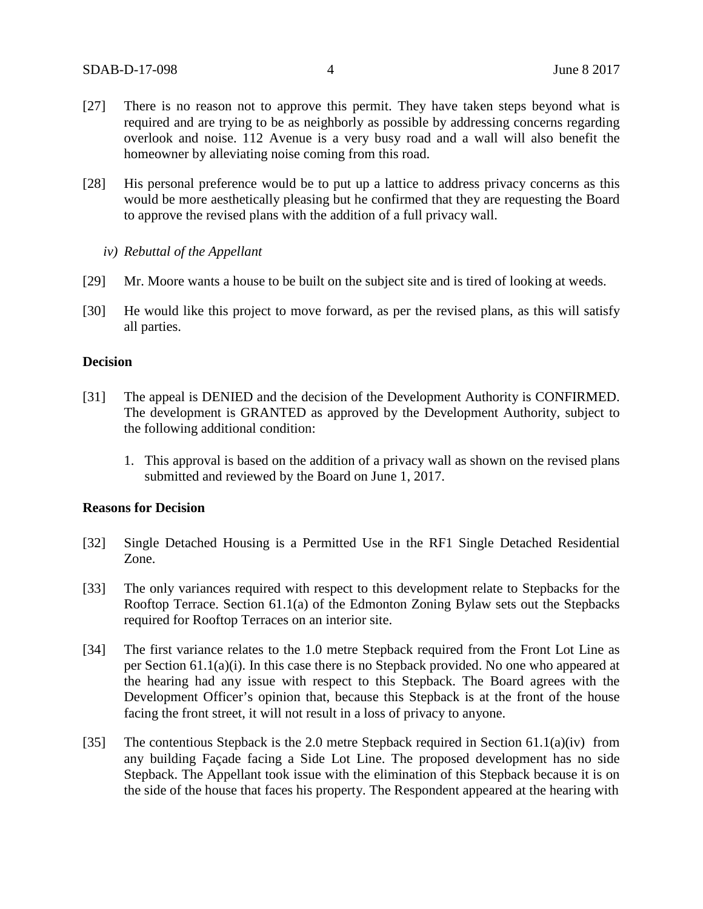[27] There is no reason not to approve this permit. They have taken steps beyond what is required and are trying to be as neighborly as possible by addressing concerns regarding overlook and noise. 112 Avenue is a very busy road and a wall will also benefit the homeowner by alleviating noise coming from this road.

[28] His personal preference would be to put up a lattice to address privacy concerns as this would be more aesthetically pleasing but he confirmed that they are requesting the Board to approve the revised plans with the addition of a full privacy wall.

*iv) Rebuttal of the Appellant*

[29] Mr. Moore wants a house to be built on the subject site and is tired of looking at weeds.

[30] He would like this project to move forward, as per the revised plans, as this will satisfy all parties.

## Decision

[31] The appeal is DENIED and the decision of the Development Authority is CONFIRMED. The development is GRANTED as approved by the Development Authority, subject to the following additional condition:

1. This approval is based on the addition of a privacy wall as shown on the revised plans submitted and reviewed by the Board on June 1, 2017.

## Reasons for Decision

[32] Single Detached Housing is a Permitted Use in the RF1 Single Detached Residential Zone.

[33] The only variances required with respect to this development relate to Stepbacks for the Rooftop Terrace. Section 61.1(a) of the Edmonton Zoning Bylaw sets out the Stepbacks required for Rooftop Terraces on an interior site.

[34] The first variance relates to the 1.0 metre Stepback required from the Front Lot Line as per Section 61.1(a)(i). In this case there is no Stepback provided. No one who appeared at the hearing had any issue with respect to this Stepback. The Board agrees with the Development Officer's opinion that, because this Stepback is at the front of the house facing the front street, it will not result in a loss of privacy to anyone.

[35] The contentious Stepback is the 2.0 metre Stepback required in Section 61.1(a)(iv) from any building Façade facing a Side Lot Line. The proposed development has no side Stepback. The Appellant took issue with the elimination of this Stepback because it is on the side of the house that faces his property. The Respondent appeared at the hearing with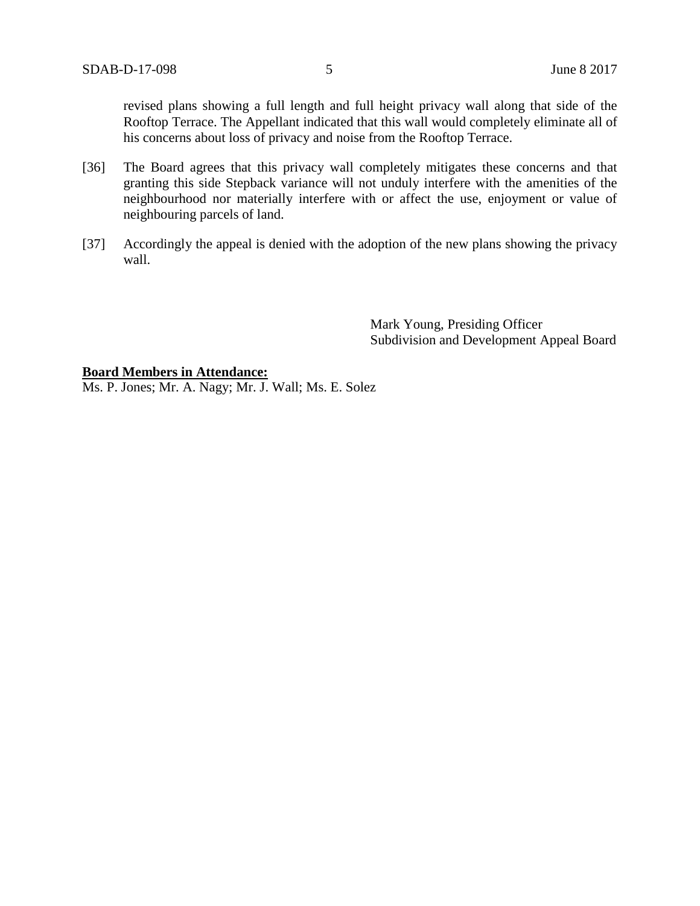revised plans showing a full length and full height privacy wall along that side of the Rooftop Terrace. The Appellant indicated that this wall would completely eliminate all of his concerns about loss of privacy and noise from the Rooftop Terrace.

[36] The Board agrees that this privacy wall completely mitigates these concerns and that granting this side Stepback variance will not unduly interfere with the amenities of the neighbourhood nor materially interfere with or affect the use, enjoyment or value of neighbouring parcels of land.

[37] Accordingly the appeal is denied with the adoption of the new plans showing the privacy wall.

Mark Young, Presiding Officer
Subdivision and Development Appeal Board

**Board Members in Attendance:**
Ms. P. Jones; Mr. A. Nagy; Mr. J. Wall; Ms. E. Solez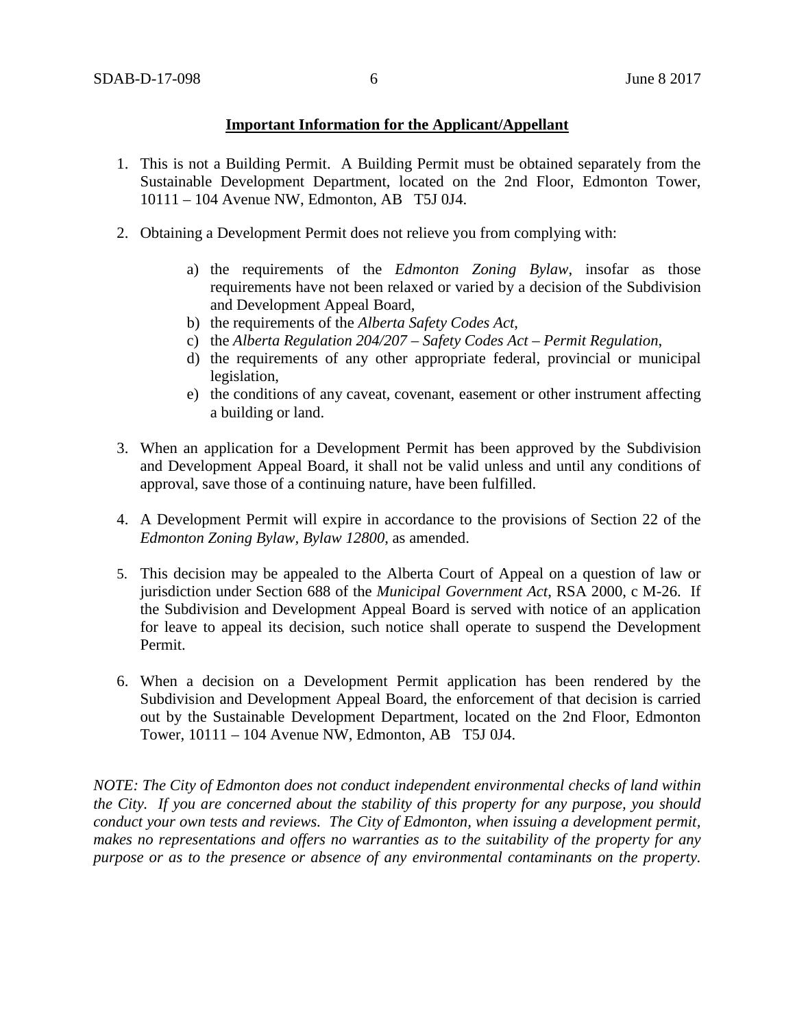**Important Information for the Applicant/Appellant**

1. This is not a Building Permit. A Building Permit must be obtained separately from the Sustainable Development Department, located on the 2nd Floor, Edmonton Tower, 10111 – 104 Avenue NW, Edmonton, AB T5J 0J4.

2. Obtaining a Development Permit does not relieve you from complying with:

    a) the requirements of the *Edmonton Zoning Bylaw*, insofar as those requirements have not been relaxed or varied by a decision of the Subdivision and Development Appeal Board,
    b) the requirements of the *Alberta Safety Codes Act*,
    c) the *Alberta Regulation 204/207 – Safety Codes Act – Permit Regulation*,
    d) the requirements of any other appropriate federal, provincial or municipal legislation,
    e) the conditions of any caveat, covenant, easement or other instrument affecting a building or land.

3. When an application for a Development Permit has been approved by the Subdivision and Development Appeal Board, it shall not be valid unless and until any conditions of approval, save those of a continuing nature, have been fulfilled.

4. A Development Permit will expire in accordance to the provisions of Section 22 of the *Edmonton Zoning Bylaw, Bylaw 12800*, as amended.

5. This decision may be appealed to the Alberta Court of Appeal on a question of law or jurisdiction under Section 688 of the *Municipal Government Act*, RSA 2000, c M-26. If the Subdivision and Development Appeal Board is served with notice of an application for leave to appeal its decision, such notice shall operate to suspend the Development Permit.

6. When a decision on a Development Permit application has been rendered by the Subdivision and Development Appeal Board, the enforcement of that decision is carried out by the Sustainable Development Department, located on the 2nd Floor, Edmonton Tower, 10111 – 104 Avenue NW, Edmonton, AB T5J 0J4.

*NOTE: The City of Edmonton does not conduct independent environmental checks of land within the City. If you are concerned about the stability of this property for any purpose, you should conduct your own tests and reviews. The City of Edmonton, when issuing a development permit, makes no representations and offers no warranties as to the suitability of the property for any purpose or as to the presence or absence of any environmental contaminants on the property.*